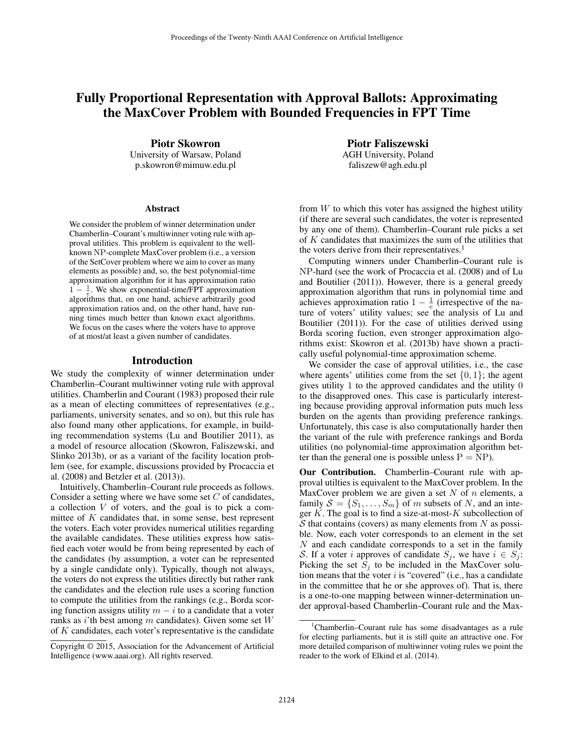# Fully Proportional Representation with Approval Ballots: Approximating the MaxCover Problem with Bounded Frequencies in FPT Time

**Piotr Skowron**
University of Warsaw, Poland
p.skowron@mimuw.edu.pl

**Piotr Faliszewski**
AGH University, Poland
faliszew@agh.edu.pl

### Abstract

We consider the problem of winner determination under Chamberlin–Courant's multiwinner voting rule with approval utilities. This problem is equivalent to the well-known NP-complete MaxCover problem (i.e., a version of the SetCover problem where we aim to cover as many elements as possible) and, so, the best polynomial-time approximation algorithm for it has approximation ratio $1 - \frac{1}{e}$. We show exponential-time/FPT approximation algorithms that, on one hand, achieve arbitrarily good approximation ratios and, on the other hand, have running times much better than known exact algorithms. We focus on the cases where the voters have to approve of at most/at least a given number of candidates.

## Introduction

We study the complexity of winner determination under Chamberlin–Courant multiwinner voting rule with approval utilities. Chamberlin and Courant (1983) proposed their rule as a mean of electing committees of representatives (e.g., parliaments, university senates, and so on), but this rule has also found many other applications, for example, in building recommendation systems (Lu and Boutilier 2011), as a model of resource allocation (Skowron, Faliszewski, and Slinko 2013b), or as a variant of the facility location problem (see, for example, discussions provided by Procaccia et al. (2008) and Betzler et al. (2013)).

Intuitively, Chamberlin–Courant rule proceeds as follows. Consider a setting where we have some set $C$ of candidates, a collection $V$ of voters, and the goal is to pick a committee of $K$ candidates that, in some sense, best represent the voters. Each voter provides numerical utilities regarding the available candidates. These utilities express how satisfied each voter would be from being represented by each of the candidates (by assumption, a voter can be represented by a single candidate only). Typically, though not always, the voters do not express the utilities directly but rather rank the candidates and the election rule uses a scoring function to compute the utilities from the rankings (e.g., Borda scoring function assigns utility $m - i$ to a candidate that a voter ranks as $i$'th best among $m$ candidates). Given some set $W$ of $K$ candidates, each voter's representative is the candidate from $W$ to which this voter has assigned the highest utility (if there are several such candidates, the voter is represented by any one of them). Chamberlin–Courant rule picks a set of $K$ candidates that maximizes the sum of the utilities that the voters derive from their representatives.[1]

Computing winners under Chamberlin–Courant rule is NP-hard (see the work of Procaccia et al. (2008) and of Lu and Boutilier (2011)). However, there is a general greedy approximation algorithm that runs in polynomial time and achieves approximation ratio $1 - \frac{1}{e}$ (irrespective of the nature of voters' utility values; see the analysis of Lu and Boutilier (2011)). For the case of utilities derived using Borda scoring fuction, even stronger approximation algorithms exist: Skowron et al. (2013b) have shown a practically useful polynomial-time approximation scheme.

We consider the case of approval utilities, i.e., the case where agents' utilities come from the set $\{0, 1\}$; the agent gives utility 1 to the approved candidates and the utility 0 to the disapproved ones. This case is particularly interesting because providing approval information puts much less burden on the agents than providing preference rankings. Unfortunately, this case is also computationally harder then the variant of the rule with preference rankings and Borda utilities (no polynomial-time approximation algorithm better than the general one is possible unless $\mathrm{P} = \mathrm{NP}$).

**Our Contribution.** Chamberlin–Courant rule with approval utilties is equivalent to the MaxCover problem. In the MaxCover problem we are given a set $N$ of $n$ elements, a family $\mathcal{S} = \{S_1, \ldots, S_m\}$ of $m$ subsets of $N$, and an integer $K$. The goal is to find a size-at-most-$K$ subcollection of $\mathcal{S}$ that contains (covers) as many elements from $N$ as possible. Now, each voter corresponds to an element in the set $N$ and each candidate corresponds to a set in the family $\mathcal{S}$. If a voter $i$ approves of candidate $S_j$, we have $i \in S_j$: Picking the set $S_j$ to be included in the MaxCover solution means that the voter $i$ is "covered" (i.e., has a candidate in the committee that he or she approves of). That is, there is a one-to-one mapping between winner-determination under approval-based Chamberlin–Courant rule and the Max-

[1] Chamberlin–Courant rule has some disadvantages as a rule for electing parliaments, but it is still quite an attractive one. For more detailed comparison of multiwinner voting rules we point the reader to the work of Elkind et al. (2014).

Copyright © 2015, Association for the Advancement of Artificial Intelligence (www.aaai.org). All rights reserved.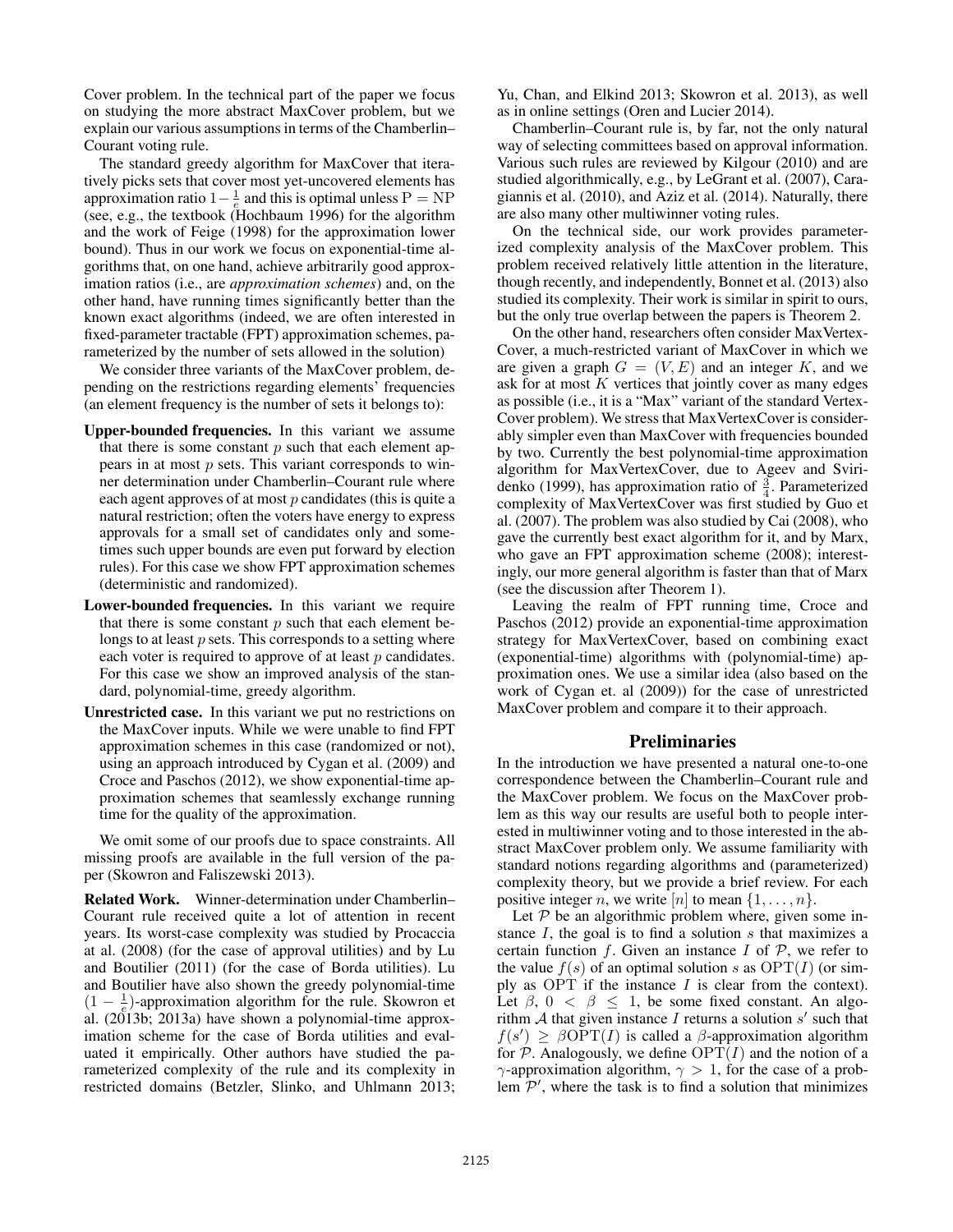Cover problem. In the technical part of the paper we focus on studying the more abstract MaxCover problem, but we explain our various assumptions in terms of the Chamberlin–Courant voting rule.

The standard greedy algorithm for MaxCover that iteratively picks sets that cover most yet-uncovered elements has approximation ratio $1 - \frac{1}{e}$ and this is optimal unless $\mathrm{P} = \mathrm{NP}$ (see, e.g., the textbook (Hochbaum 1996) for the algorithm and the work of Feige (1998) for the approximation lower bound). Thus in our work we focus on exponential-time algorithms that, on one hand, achieve arbitrarily good approximation ratios (i.e., are *approximation schemes*) and, on the other hand, have running times significantly better than the known exact algorithms (indeed, we are often interested in fixed-parameter tractable (FPT) approximation schemes, parameterized by the number of sets allowed in the solution)

We consider three variants of the MaxCover problem, depending on the restrictions regarding elements' frequencies (an element frequency is the number of sets it belongs to):

**Upper-bounded frequencies.** In this variant we assume that there is some constant $p$ such that each element appears in at most $p$ sets. This variant corresponds to winner determination under Chamberlin–Courant rule where each agent approves of at most $p$ candidates (this is quite a natural restriction; often the voters have energy to express approvals for a small set of candidates only and sometimes such upper bounds are even put forward by election rules). For this case we show FPT approximation schemes (deterministic and randomized).

**Lower-bounded frequencies.** In this variant we require that there is some constant $p$ such that each element belongs to at least $p$ sets. This corresponds to a setting where each voter is required to approve of at least $p$ candidates. For this case we show an improved analysis of the standard, polynomial-time, greedy algorithm.

**Unrestricted case.** In this variant we put no restrictions on the MaxCover inputs. While we were unable to find FPT approximation schemes in this case (randomized or not), using an approach introduced by Cygan et al. (2009) and Croce and Paschos (2012), we show exponential-time approximation schemes that seamlessly exchange running time for the quality of the approximation.

We omit some of our proofs due to space constraints. All missing proofs are available in the full version of the paper (Skowron and Faliszewski 2013).

**Related Work.** Winner-determination under Chamberlin–Courant rule received quite a lot of attention in recent years. Its worst-case complexity was studied by Procaccia at al. (2008) (for the case of approval utilities) and by Lu and Boutilier (2011) (for the case of Borda utilities). Lu and Boutilier have also shown the greedy polynomial-time $(1 - \frac{1}{e})$-approximation algorithm for the rule. Skowron et al. (2013b; 2013a) have shown a polynomial-time approximation scheme for the case of Borda utilities and evaluated it empirically. Other authors have studied the parameterized complexity of the rule and its complexity in restricted domains (Betzler, Slinko, and Uhlmann 2013; Yu, Chan, and Elkind 2013; Skowron et al. 2013), as well as in online settings (Oren and Lucier 2014).

Chamberlin–Courant rule is, by far, not the only natural way of selecting committees based on approval information. Various such rules are reviewed by Kilgour (2010) and are studied algorithmically, e.g., by LeGrant et al. (2007), Caragiannis et al. (2010), and Aziz et al. (2014). Naturally, there are also many other multiwinner voting rules.

On the technical side, our work provides parameterized complexity analysis of the MaxCover problem. This problem received relatively little attention in the literature, though recently, and independently, Bonnet et al. (2013) also studied its complexity. Their work is similar in spirit to ours, but the only true overlap between the papers is Theorem 2.

On the other hand, researchers often consider MaxVertexCover, a much-restricted variant of MaxCover in which we are given a graph $G = (V, E)$ and an integer $K$, and we ask for at most $K$ vertices that jointly cover as many edges as possible (i.e., it is a "Max" variant of the standard VertexCover problem). We stress that MaxVertexCover is considerably simpler even than MaxCover with frequencies bounded by two. Currently the best polynomial-time approximation algorithm for MaxVertexCover, due to Ageev and Sviridenko (1999), has approximation ratio of $\frac{3}{4}$. Parameterized complexity of MaxVertexCover was first studied by Guo et al. (2007). The problem was also studied by Cai (2008), who gave the currently best exact algorithm for it, and by Marx, who gave an FPT approximation scheme (2008); interestingly, our more general algorithm is faster than that of Marx (see the discussion after Theorem 1).

Leaving the realm of FPT running time, Croce and Paschos (2012) provide an exponential-time approximation strategy for MaxVertexCover, based on combining exact (exponential-time) algorithms with (polynomial-time) approximation ones. We use a similar idea (also based on the work of Cygan et. al (2009)) for the case of unrestricted MaxCover problem and compare it to their approach.

## Preliminaries

In the introduction we have presented a natural one-to-one correspondence between the Chamberlin–Courant rule and the MaxCover problem. We focus on the MaxCover problem as this way our results are useful both to people interested in multiwinner voting and to those interested in the abstract MaxCover problem only. We assume familiarity with standard notions regarding algorithms and (parameterized) complexity theory, but we provide a brief review. For each positive integer $n$, we write $[n]$ to mean $\{1, \ldots, n\}$.

Let $\mathcal{P}$ be an algorithmic problem where, given some instance $I$, the goal is to find a solution $s$ that maximizes a certain function $f$. Given an instance $I$ of $\mathcal{P}$, we refer to the value $f(s)$ of an optimal solution $s$ as $\mathrm{OPT}(I)$ (or simply as $\mathrm{OPT}$ if the instance $I$ is clear from the context). Let $\beta$, $0 < \beta \leq 1$, be some fixed constant. An algorithm $\mathcal{A}$ that given instance $I$ returns a solution $s'$ such that $f(s') \geq \beta \mathrm{OPT}(I)$ is called a $\beta$-approximation algorithm for $\mathcal{P}$. Analogously, we define $\mathrm{OPT}(I)$ and the notion of a $\gamma$-approximation algorithm, $\gamma > 1$, for the case of a problem $\mathcal{P}'$, where the task is to find a solution that minimizes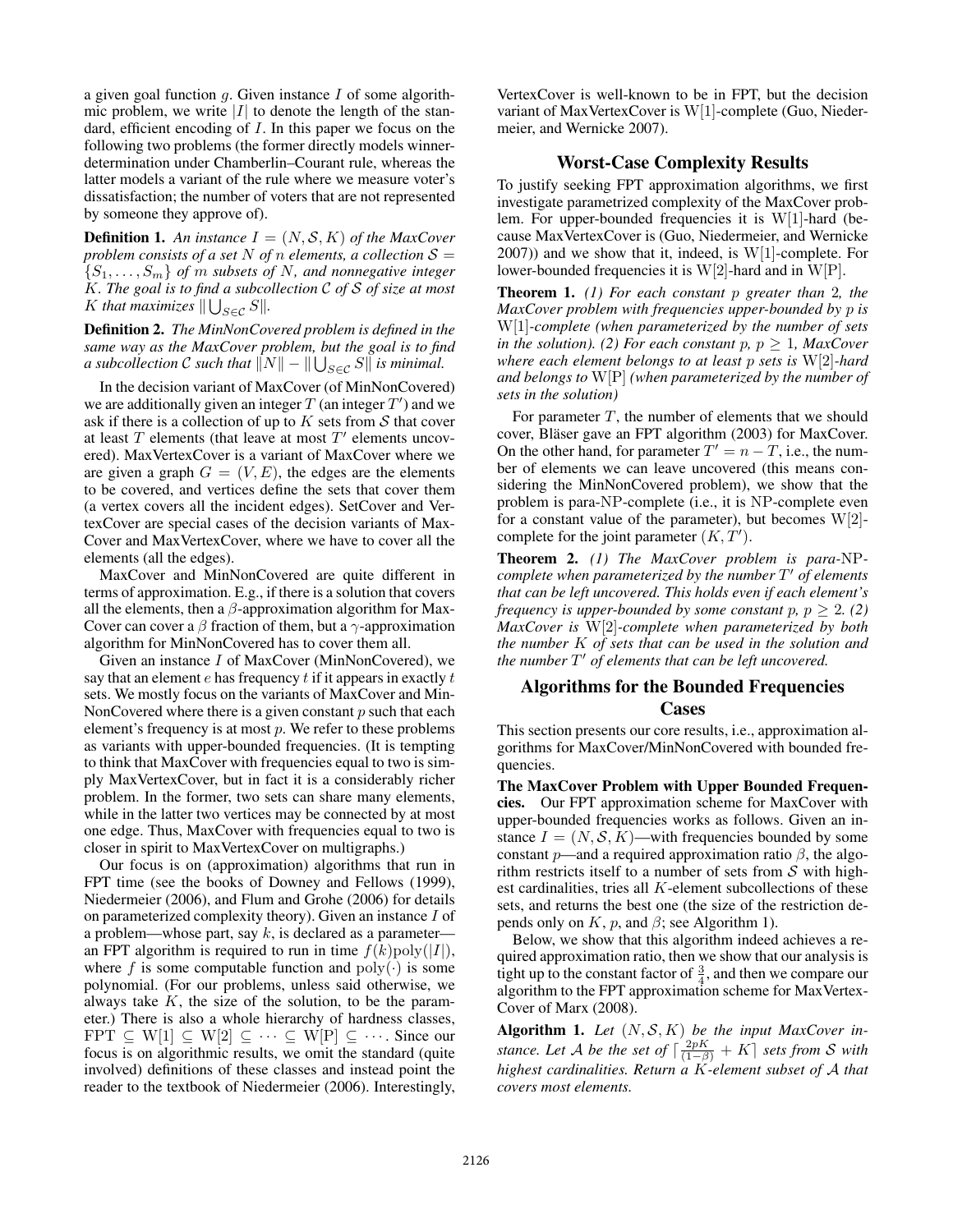a given goal function $g$. Given instance $I$ of some algorithmic problem, we write $|I|$ to denote the length of the standard, efficient encoding of $I$. In this paper we focus on the following two problems (the former directly models winner-determination under Chamberlin–Courant rule, whereas the latter models a variant of the rule where we measure voter's dissatisfaction; the number of voters that are not represented by someone they approve of).

**Definition 1.** *An instance $I = (N, \mathcal{S}, K)$ of the MaxCover problem consists of a set $N$ of $n$ elements, a collection $\mathcal{S} = \{S_1, \dots, S_m\}$ of $m$ subsets of $N$, and nonnegative integer $K$. The goal is to find a subcollection $\mathcal{C}$ of $\mathcal{S}$ of size at most $K$ that maximizes $\|\bigcup_{S \in \mathcal{C}} S\|$.*

**Definition 2.** *The MinNonCovered problem is defined in the same way as the MaxCover problem, but the goal is to find a subcollection $\mathcal{C}$ such that $\|N\| - \|\bigcup_{S \in \mathcal{C}} S\|$ is minimal.*

In the decision variant of MaxCover (of MinNonCovered) we are additionally given an integer $T$ (an integer $T'$) and we ask if there is a collection of up to $K$ sets from $\mathcal{S}$ that cover at least $T$ elements (that leave at most $T'$ elements uncovered). MaxVertexCover is a variant of MaxCover where we are given a graph $G = (V, E)$, the edges are the elements to be covered, and vertices define the sets that cover them (a vertex covers all the incident edges). SetCover and VertexCover are special cases of the decision variants of MaxCover and MaxVertexCover, where we have to cover all the elements (all the edges).

MaxCover and MinNonCovered are quite different in terms of approximation. E.g., if there is a solution that covers all the elements, then a $\beta$-approximation algorithm for MaxCover can cover a $\beta$ fraction of them, but a $\gamma$-approximation algorithm for MinNonCovered has to cover them all.

Given an instance $I$ of MaxCover (MinNonCovered), we say that an element $e$ has frequency $t$ if it appears in exactly $t$ sets. We mostly focus on the variants of MaxCover and MinNonCovered where there is a given constant $p$ such that each element's frequency is at most $p$. We refer to these problems as variants with upper-bounded frequencies. (It is tempting to think that MaxCover with frequencies equal to two is simply MaxVertexCover, but in fact it is a considerably richer problem. In the former, two sets can share many elements, while in the latter two vertices may be connected by at most one edge. Thus, MaxCover with frequencies equal to two is closer in spirit to MaxVertexCover on multigraphs.)

Our focus is on (approximation) algorithms that run in FPT time (see the books of Downey and Fellows (1999), Niedermeier (2006), and Flum and Grohe (2006) for details on parameterized complexity theory). Given an instance $I$ of a problem—whose part, say $k$, is declared as a parameter—an FPT algorithm is required to run in time $f(k)\mathrm{poly}(|I|)$, where $f$ is some computable function and $\mathrm{poly}(\cdot)$ is some polynomial. (For our problems, unless said otherwise, we always take $K$, the size of the solution, to be the parameter.) There is also a whole hierarchy of hardness classes, $\mathrm{FPT} \subseteq \mathrm{W}[1] \subseteq \mathrm{W}[2] \subseteq \cdots \subseteq \mathrm{W}[\mathrm{P}] \subseteq \cdots$. Since our focus is on algorithmic results, we omit the standard (quite involved) definitions of these classes and instead point the reader to the textbook of Niedermeier (2006). Interestingly, VertexCover is well-known to be in FPT, but the decision variant of MaxVertexCover is W[1]-complete (Guo, Niedermeier, and Wernicke 2007).

## Worst-Case Complexity Results

To justify seeking FPT approximation algorithms, we first investigate parametrized complexity of the MaxCover problem. For upper-bounded frequencies it is W[1]-hard (because MaxVertexCover is (Guo, Niedermeier, and Wernicke 2007)) and we show that it, indeed, is W[1]-complete. For lower-bounded frequencies it is W[2]-hard and in W[P].

**Theorem 1.** *(1) For each constant $p$ greater than 2, the MaxCover problem with frequencies upper-bounded by $p$ is* W[1]*-complete (when parameterized by the number of sets in the solution). (2) For each constant $p$, $p \geq 1$, MaxCover where each element belongs to at least $p$ sets is* W[2]*-hard and belongs to* W[P] *(when parameterized by the number of sets in the solution)*

For parameter $T$, the number of elements that we should cover, Bläser gave an FPT algorithm (2003) for MaxCover. On the other hand, for parameter $T' = n - T$, i.e., the number of elements we can leave uncovered (this means considering the MinNonCovered problem), we show that the problem is para-NP-complete (i.e., it is NP-complete even for a constant value of the parameter), but becomes W[2]-complete for the joint parameter $(K, T')$.

**Theorem 2.** *(1) The MaxCover problem is para-*NP*-complete when parameterized by the number $T'$ of elements that can be left uncovered. This holds even if each element's frequency is upper-bounded by some constant $p$, $p \geq 2$. (2) MaxCover is* W[2]*-complete when parameterized by both the number $K$ of sets that can be used in the solution and the number $T'$ of elements that can be left uncovered.*

## Algorithms for the Bounded Frequencies Cases

This section presents our core results, i.e., approximation algorithms for MaxCover/MinNonCovered with bounded frequencies.

**The MaxCover Problem with Upper Bounded Frequencies.** Our FPT approximation scheme for MaxCover with upper-bounded frequencies works as follows. Given an instance $I = (N, \mathcal{S}, K)$—with frequencies bounded by some constant $p$—and a required approximation ratio $\beta$, the algorithm restricts itself to a number of sets from $\mathcal{S}$ with highest cardinalities, tries all $K$-element subcollections of these sets, and returns the best one (the size of the restriction depends only on $K$, $p$, and $\beta$; see Algorithm 1).

Below, we show that this algorithm indeed achieves a required approximation ratio, then we show that our analysis is tight up to the constant factor of $\frac{3}{4}$, and then we compare our algorithm to the FPT approximation scheme for MaxVertexCover of Marx (2008).

**Algorithm 1.** *Let $(N, \mathcal{S}, K)$ be the input MaxCover instance. Let $\mathcal{A}$ be the set of $\lceil \frac{2pK}{(1-\beta)} + K \rceil$ sets from $\mathcal{S}$ with highest cardinalities. Return a $K$-element subset of $\mathcal{A}$ that covers most elements.*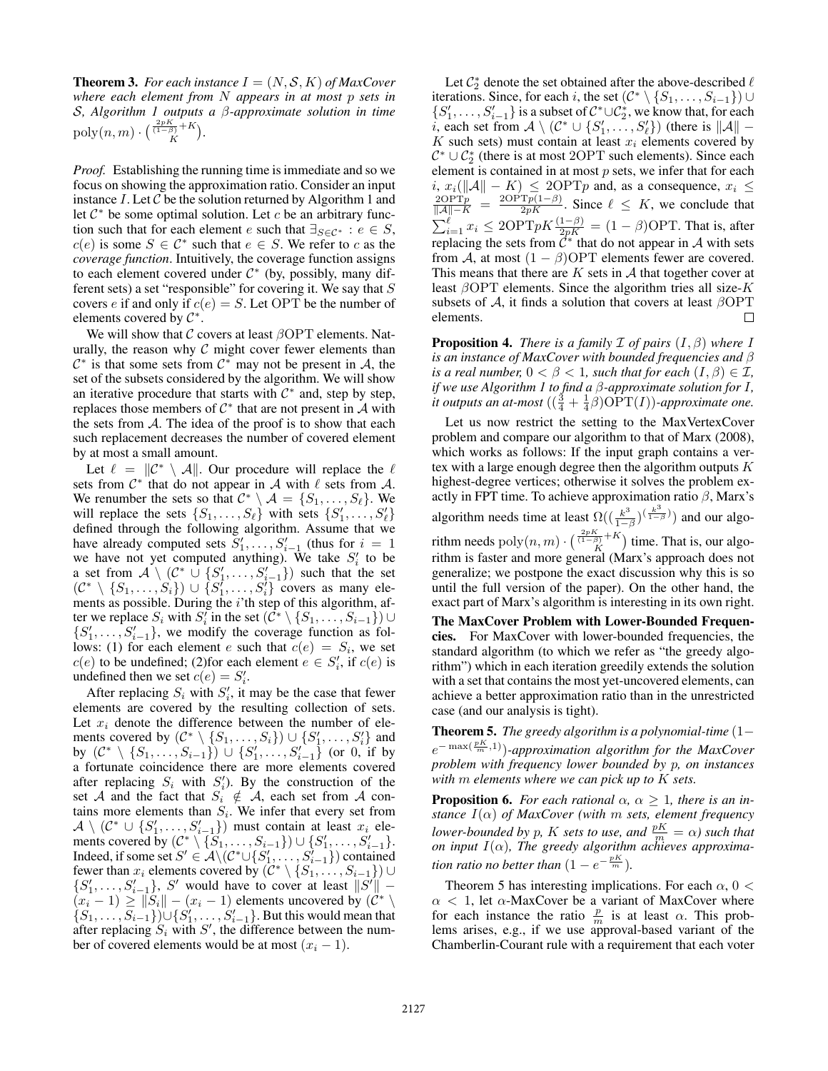**Theorem 3.** *For each instance $I = (N, \mathcal{S}, K)$ of MaxCover where each element from $N$ appears in at most $p$ sets in $\mathcal{S}$, Algorithm 1 outputs a $\beta$-approximate solution in time $\mathrm{poly}(n,m) \cdot \binom{\frac{2pK}{(1-\beta)}+K}{K}$.*

*Proof.* Establishing the running time is immediate and so we focus on showing the approximation ratio. Consider an input instance $I$. Let $\mathcal{C}$ be the solution returned by Algorithm 1 and let $\mathcal{C}^*$ be some optimal solution. Let $c$ be an arbitrary function such that for each element $e$ such that $\exists_{S \in \mathcal{C}^*} : e \in S$, $c(e)$ is some $S \in \mathcal{C}^*$ such that $e \in S$. We refer to $c$ as the *coverage function*. Intuitively, the coverage function assigns to each element covered under $\mathcal{C}^*$ (by, possibly, many different sets) a set "responsible" for covering it. We say that $S$ covers $e$ if and only if $c(e) = S$. Let OPT be the number of elements covered by $\mathcal{C}^*$.

We will show that $\mathcal{C}$ covers at least $\beta$OPT elements. Naturally, the reason why $\mathcal{C}$ might cover fewer elements than $\mathcal{C}^*$ is that some sets from $\mathcal{C}^*$ may not be present in $\mathcal{A}$, the set of the subsets considered by the algorithm. We will show an iterative procedure that starts with $\mathcal{C}^*$ and, step by step, replaces those members of $\mathcal{C}^*$ that are not present in $\mathcal{A}$ with the sets from $\mathcal{A}$. The idea of the proof is to show that each such replacement decreases the number of covered element by at most a small amount.

Let $\ell = \|\mathcal{C}^* \setminus \mathcal{A}\|$. Our procedure will replace the $\ell$ sets from $\mathcal{C}^*$ that do not appear in $\mathcal{A}$ with $\ell$ sets from $\mathcal{A}$. We renumber the sets so that $\mathcal{C}^* \setminus \mathcal{A} = \{S_1, \dots, S_\ell\}$. We will replace the sets $\{S_1, \dots, S_\ell\}$ with sets $\{S'_1, \dots, S'_\ell\}$ defined through the following algorithm. Assume that we have already computed sets $S'_1, \dots, S'_{i-1}$ (thus for $i = 1$ we have not yet computed anything). We take $S'_i$ to be a set from $\mathcal{A} \setminus (\mathcal{C}^* \cup \{S'_1, \dots, S'_{i-1}\})$ such that the set $(\mathcal{C}^* \setminus \{S_1, \dots, S_i\}) \cup \{S'_1, \dots, S'_i\}$ covers as many elements as possible. During the $i$'th step of this algorithm, after we replace $S_i$ with $S'_i$ in the set $(\mathcal{C}^* \setminus \{S_1, \dots, S_{i-1}\}) \cup \{S'_1, \dots, S'_{i-1}\}$, we modify the coverage function as follows: (1) for each element $e$ such that $c(e) = S_i$, we set $c(e)$ to be undefined; (2)for each element $e \in S'_i$, if $c(e)$ is undefined then we set $c(e) = S'_i$.

After replacing $S_i$ with $S'_i$, it may be the case that fewer elements are covered by the resulting collection of sets. Let $x_i$ denote the difference between the number of elements covered by $(\mathcal{C}^* \setminus \{S_1, \dots, S_i\}) \cup \{S'_1, \dots, S'_i\}$ and by $(\mathcal{C}^* \setminus \{S_1, \dots, S_{i-1}\}) \cup \{S'_1, \dots, S'_{i-1}\}$ (or 0, if by a fortunate coincidence there are more elements covered after replacing $S_i$ with $S'_i$). By the construction of the set $\mathcal{A}$ and the fact that $S_i \notin \mathcal{A}$, each set from $\mathcal{A}$ contains more elements than $S_i$. We infer that every set from $\mathcal{A} \setminus (\mathcal{C}^* \cup \{S'_1, \dots, S'_{i-1}\})$ must contain at least $x_i$ elements covered by $(\mathcal{C}^* \setminus \{S_1, \dots, S_{i-1}\}) \cup \{S'_1, \dots, S'_{i-1}\}$. Indeed, if some set $S' \in \mathcal{A} \setminus (\mathcal{C}^* \cup \{S'_1, \dots, S'_{i-1}\})$ contained fewer than $x_i$ elements covered by $(\mathcal{C}^* \setminus \{S_1, \dots, S_{i-1}\}) \cup \{S'_1, \dots, S'_{i-1}\}$, $S'$ would have to cover at least $\|S'\| - (x_i - 1) \geq \|S_i\| - (x_i - 1)$ elements uncovered by $(\mathcal{C}^* \setminus \{S_1, \dots, S_{i-1}\}) \cup \{S'_1, \dots, S'_{i-1}\}$. But this would mean that after replacing $S_i$ with $S'$, the difference between the number of covered elements would be at most $(x_i - 1)$.

Let $\mathcal{C}^*_2$ denote the set obtained after the above-described $\ell$ iterations. Since, for each $i$, the set $(\mathcal{C}^* \setminus \{S_1, \dots, S_{i-1}\}) \cup \{S'_1, \dots, S'_{i-1}\}$ is a subset of $\mathcal{C}^* \cup \mathcal{C}^*_2$, we know that, for each $i$, each set from $\mathcal{A} \setminus (\mathcal{C}^* \cup \{S'_1, \dots, S'_\ell\})$ (there is $\|\mathcal{A}\| - K$ such sets) must contain at least $x_i$ elements covered by $\mathcal{C}^* \cup \mathcal{C}^*_2$ (there is at most 2OPT such elements). Since each element is contained in at most $p$ sets, we infer that for each $i$, $x_i(\|\mathcal{A}\| - K) \leq 2\mathrm{OPT}p$ and, as a consequence, $x_i \leq \frac{2\mathrm{OPT}p}{\|\mathcal{A}\| - K} = \frac{2\mathrm{OPT}p(1-\beta)}{2pK}$. Since $\ell \leq K$, we conclude that $\sum_{i=1}^{\ell} x_i \leq 2\mathrm{OPT}pK\frac{(1-\beta)}{2pK} = (1-\beta)\mathrm{OPT}$. That is, after replacing the sets from $\mathcal{C}^*$ that do not appear in $\mathcal{A}$ with sets from $\mathcal{A}$, at most $(1-\beta)$OPT elements fewer are covered. This means that there are $K$ sets in $\mathcal{A}$ that together cover at least $\beta$OPT elements. Since the algorithm tries all size-$K$ subsets of $\mathcal{A}$, it finds a solution that covers at least $\beta$OPT elements. $\square$

**Proposition 4.** *There is a family $\mathcal{I}$ of pairs $(I, \beta)$ where $I$ is an instance of MaxCover with bounded frequencies and $\beta$ is a real number, $0 < \beta < 1$, such that for each $(I, \beta) \in \mathcal{I}$, if we use Algorithm 1 to find a $\beta$-approximate solution for $I$, it outputs an at-most $((\frac{3}{4} + \frac{1}{4}\beta)\mathrm{OPT}(I))$-approximate one.*

Let us now restrict the setting to the MaxVertexCover problem and compare our algorithm to that of Marx (2008), which works as follows: If the input graph contains a vertex with a large enough degree then the algorithm outputs $K$ highest-degree vertices; otherwise it solves the problem exactly in FPT time. To achieve approximation ratio $\beta$, Marx's algorithm needs time at least $\Omega((\frac{k^3}{1-\beta})^{(\frac{k^3}{1-\beta})})$ and our algorithm needs $\mathrm{poly}(n,m) \cdot \binom{\frac{2pK}{(1-\beta)}+K}{K}$ time. That is, our algorithm is faster and more general (Marx's approach does not generalize; we postpone the exact discussion why this is so until the full version of the paper). On the other hand, the exact part of Marx's algorithm is interesting in its own right.

**The MaxCover Problem with Lower-Bounded Frequencies.** For MaxCover with lower-bounded frequencies, the standard algorithm (to which we refer as "the greedy algorithm") which in each iteration greedily extends the solution with a set that contains the most yet-uncovered elements, can achieve a better approximation ratio than in the unrestricted case (and our analysis is tight).

**Theorem 5.** *The greedy algorithm is a polynomial-time $(1 - e^{-\max(\frac{pK}{m}, 1)})$-approximation algorithm for the MaxCover problem with frequency lower bounded by $p$, on instances with $m$ elements where we can pick up to $K$ sets.*

**Proposition 6.** *For each rational $\alpha$, $\alpha \geq 1$, there is an instance $I(\alpha)$ of MaxCover (with $m$ sets, element frequency lower-bounded by $p$, $K$ sets to use, and $\frac{pK}{m} = \alpha$) such that on input $I(\alpha)$, The greedy algorithm achieves approximation ratio no better than $(1 - e^{-\frac{pK}{m}})$.*

Theorem 5 has interesting implications. For each $\alpha$, $0 < \alpha < 1$, let $\alpha$-MaxCover be a variant of MaxCover where for each instance the ratio $\frac{p}{m}$ is at least $\alpha$. This problems arises, e.g., if we use approval-based variant of the Chamberlin-Courant rule with a requirement that each voter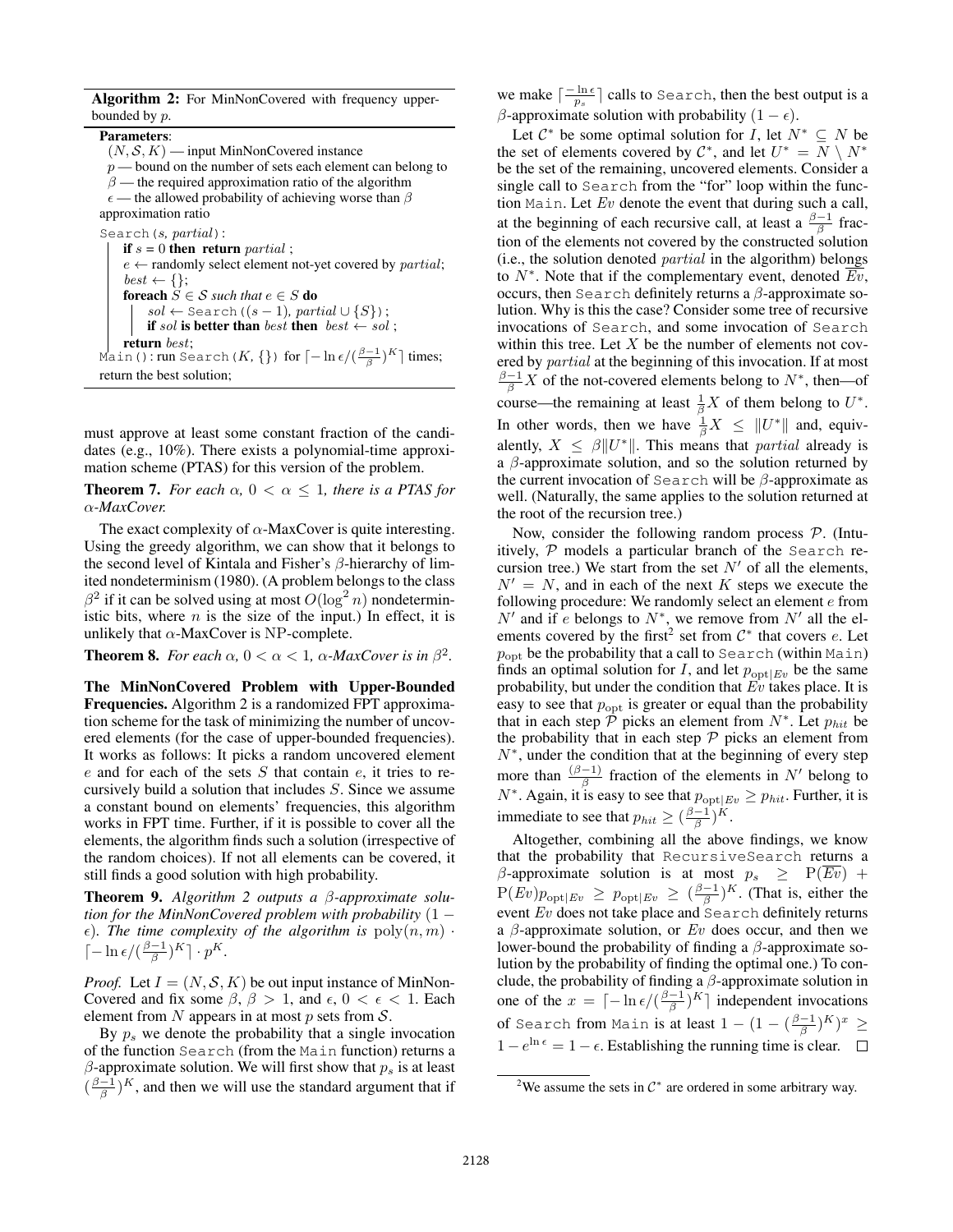**Algorithm 2:** For MinNonCovered with frequency upper-bounded by $p$.

**Parameters**:
$(N, \mathcal{S}, K)$ — input MinNonCovered instance
$p$ — bound on the number of sets each element can belong to
$\beta$ — the required approximation ratio of the algorithm
$\epsilon$ — the allowed probability of achieving worse than $\beta$ approximation ratio

```
Search(s, partial):
    if s = 0 then return partial ;
    e ← randomly select element not-yet covered by partial;
    best ← {};
    foreach S ∈ 𝒮 such that e ∈ S do
        sol ← Search((s − 1), partial ∪ {S}) ;
        if sol is better than best then best ← sol ;
    return best;
Main(): run Search(K, {}) for ⌈− ln ε/((β−1)/β)^K⌉ times;
return the best solution;
```

must approve at least some constant fraction of the candidates (e.g., 10%). There exists a polynomial-time approximation scheme (PTAS) for this version of the problem.

**Theorem 7.** *For each $\alpha$, $0 < \alpha \leq 1$, there is a PTAS for $\alpha$-MaxCover.*

The exact complexity of $\alpha$-MaxCover is quite interesting. Using the greedy algorithm, we can show that it belongs to the second level of Kintala and Fisher's $\beta$-hierarchy of limited nondeterminism (1980). (A problem belongs to the class $\beta^2$ if it can be solved using at most $O(\log^2 n)$ nondeterministic bits, where $n$ is the size of the input.) In effect, it is unlikely that $\alpha$-MaxCover is NP-complete.

**Theorem 8.** *For each $\alpha$, $0 < \alpha < 1$, $\alpha$-MaxCover is in $\beta^2$.*

**The MinNonCovered Problem with Upper-Bounded Frequencies.** Algorithm 2 is a randomized FPT approximation scheme for the task of minimizing the number of uncovered elements (for the case of upper-bounded frequencies). It works as follows: It picks a random uncovered element $e$ and for each of the sets $S$ that contain $e$, it tries to recursively build a solution that includes $S$. Since we assume a constant bound on elements' frequencies, this algorithm works in FPT time. Further, if it is possible to cover all the elements, the algorithm finds such a solution (irrespective of the random choices). If not all elements can be covered, it still finds a good solution with high probability.

**Theorem 9.** *Algorithm 2 outputs a $\beta$-approximate solution for the MinNonCovered problem with probability $(1 - \epsilon)$. The time complexity of the algorithm is $\mathrm{poly}(n, m) \cdot \lceil -\ln \epsilon / (\frac{\beta-1}{\beta})^K \rceil \cdot p^K$.*

*Proof.* Let $I = (N, \mathcal{S}, K)$ be out input instance of MinNonCovered and fix some $\beta$, $\beta > 1$, and $\epsilon$, $0 < \epsilon < 1$. Each element from $N$ appears in at most $p$ sets from $\mathcal{S}$.

By $p_s$ we denote the probability that a single invocation of the function Search (from the Main function) returns a $\beta$-approximate solution. We will first show that $p_s$ is at least $(\frac{\beta-1}{\beta})^K$, and then we will use the standard argument that if we make $\lceil \frac{-\ln \epsilon}{p_s} \rceil$ calls to Search, then the best output is a $\beta$-approximate solution with probability $(1 - \epsilon)$.

Let $\mathcal{C}^*$ be some optimal solution for $I$, let $N^* \subseteq N$ be the set of elements covered by $\mathcal{C}^*$, and let $U^* = N \setminus N^*$ be the set of the remaining, uncovered elements. Consider a single call to Search from the "for" loop within the function Main. Let $Ev$ denote the event that during such a call, at the beginning of each recursive call, at least a $\frac{\beta-1}{\beta}$ fraction of the elements not covered by the constructed solution (i.e., the solution denoted *partial* in the algorithm) belongs to $N^*$. Note that if the complementary event, denoted $\overline{Ev}$, occurs, then Search definitely returns a $\beta$-approximate solution. Why is this the case? Consider some tree of recursive invocations of Search, and some invocation of Search within this tree. Let $X$ be the number of elements not covered by *partial* at the beginning of this invocation. If at most $\frac{\beta-1}{\beta}X$ of the not-covered elements belong to $N^*$, then—of course—the remaining at least $\frac{1}{\beta}X$ of them belong to $U^*$. In other words, then we have $\frac{1}{\beta}X \leq \|U^*\|$ and, equivalently, $X \leq \beta\|U^*\|$. This means that *partial* already is a $\beta$-approximate solution, and so the solution returned by the current invocation of Search will be $\beta$-approximate as well. (Naturally, the same applies to the solution returned at the root of the recursion tree.)

Now, consider the following random process $\mathcal{P}$. (Intuitively, $\mathcal{P}$ models a particular branch of the Search recursion tree.) We start from the set $N'$ of all the elements, $N' = N$, and in each of the next $K$ steps we execute the following procedure: We randomly select an element $e$ from $N'$ and if $e$ belongs to $N^*$, we remove from $N'$ all the elements covered by the first[2] set from $\mathcal{C}^*$ that covers $e$. Let $p_{\mathrm{opt}}$ be the probability that a call to Search (within Main) finds an optimal solution for $I$, and let $p_{\mathrm{opt}|Ev}$ be the same probability, but under the condition that $Ev$ takes place. It is easy to see that $p_{\mathrm{opt}}$ is greater or equal than the probability that in each step $\mathcal{P}$ picks an element from $N^*$. Let $p_{hit}$ be the probability that in each step $\mathcal{P}$ picks an element from $N^*$, under the condition that at the beginning of every step more than $\frac{(\beta-1)}{\beta}$ fraction of the elements in $N'$ belong to $N^*$. Again, it is easy to see that $p_{\mathrm{opt}|Ev} \geq p_{hit}$. Further, it is immediate to see that $p_{hit} \geq (\frac{\beta-1}{\beta})^K$.

Altogether, combining all the above findings, we know that the probability that RecursiveSearch returns a $\beta$-approximate solution is at most $p_s \geq \mathrm{P}(\overline{Ev}) + \mathrm{P}(Ev)p_{\mathrm{opt}|Ev} \geq p_{\mathrm{opt}|Ev} \geq (\frac{\beta-1}{\beta})^K$. (That is, either the event $Ev$ does not take place and Search definitely returns a $\beta$-approximate solution, or $Ev$ does occur, and then we lower-bound the probability of finding a $\beta$-approximate solution by the probability of finding the optimal one.) To conclude, the probability of finding a $\beta$-approximate solution in one of the $x = \lceil -\ln \epsilon / (\frac{\beta-1}{\beta})^K \rceil$ independent invocations of Search from Main is at least $1 - (1 - (\frac{\beta-1}{\beta})^K)^x \geq 1 - e^{\ln \epsilon} = 1 - \epsilon$. Establishing the running time is clear. $\square$

[2] We assume the sets in $\mathcal{C}^*$ are ordered in some arbitrary way.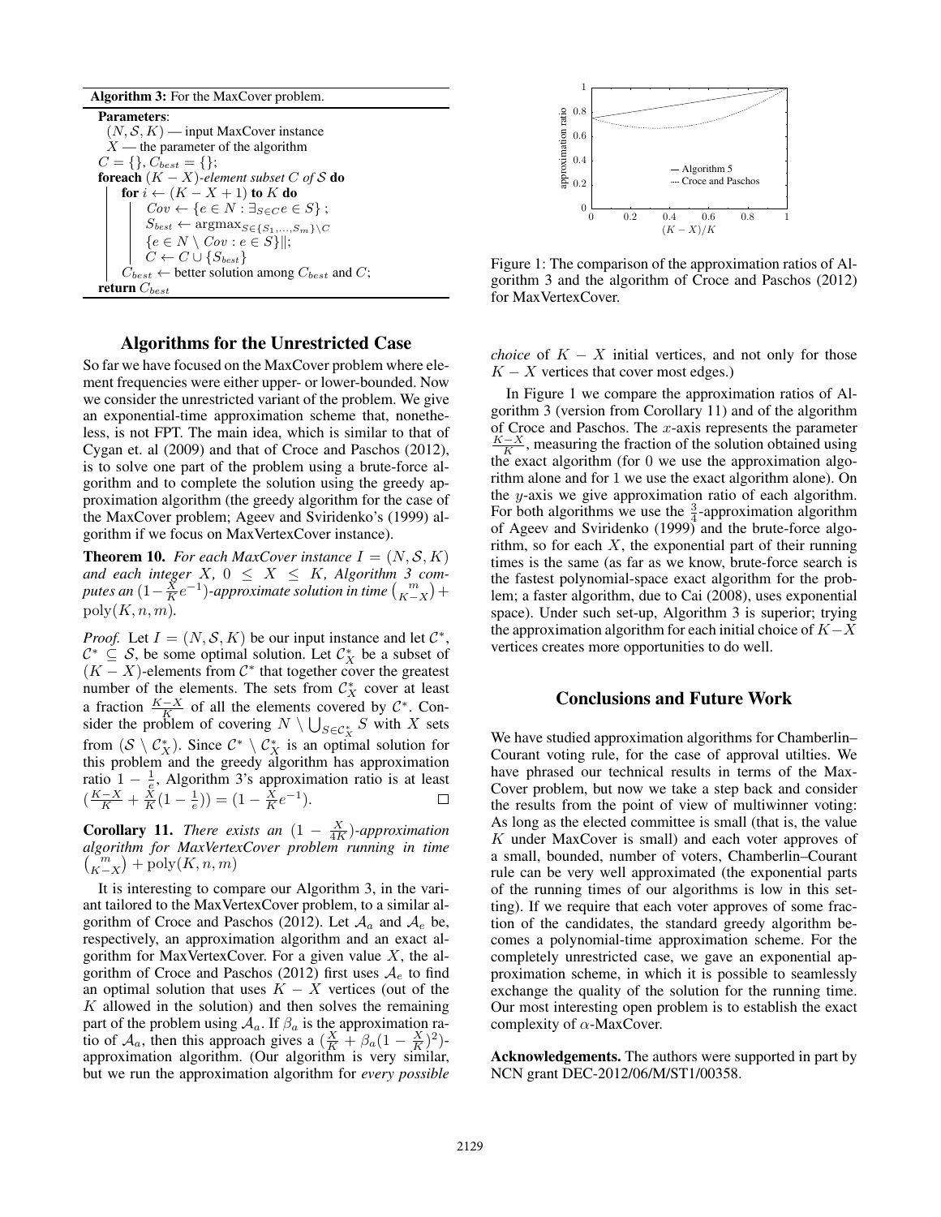**Algorithm 3:** For the MaxCover problem.

**Parameters**:
$(N, \mathcal{S}, K)$ — input MaxCover instance
$X$ — the parameter of the algorithm

```
C = {}, C_best = {};
foreach (K − X)-element subset C of S do
    for i ← (K − X + 1) to K do
        Cov ← {e ∈ N : ∃_{S∈C} e ∈ S} ;
        S_best ← argmax_{S∈{S_1,...,S_m}\C} ‖{e ∈ N \ Cov : e ∈ S}‖;
        C ← C ∪ {S_best}
    C_best ← better solution among C_best and C;
return C_best
```

## Algorithms for the Unrestricted Case

So far we have focused on the MaxCover problem where element frequencies were either upper- or lower-bounded. Now we consider the unrestricted variant of the problem. We give an exponential-time approximation scheme that, nonetheless, is not FPT. The main idea, which is similar to that of Cygan et. al (2009) and that of Croce and Paschos (2012), is to solve one part of the problem using a brute-force algorithm and to complete the solution using the greedy approximation algorithm (the greedy algorithm for the case of the MaxCover problem; Ageev and Sviridenko's (1999) algorithm if we focus on MaxVertexCover instance).

**Theorem 10.** *For each MaxCover instance $I = (N, \mathcal{S}, K)$ and each integer $X$, $0 \leq X \leq K$, Algorithm 3 computes an $(1-\frac{X}{K}e^{-1})$-approximate solution in time $\binom{m}{K-X} + \mathrm{poly}(K, n, m)$.*

*Proof.* Let $I = (N, \mathcal{S}, K)$ be our input instance and let $\mathcal{C}^*$, $\mathcal{C}^* \subseteq \mathcal{S}$, be some optimal solution. Let $\mathcal{C}^*_X$ be a subset of $(K - X)$-elements from $\mathcal{C}^*$ that together cover the greatest number of the elements. The sets from $\mathcal{C}^*_X$ cover at least a fraction $\frac{K-X}{K}$ of all the elements covered by $\mathcal{C}^*$. Consider the problem of covering $N \setminus \bigcup_{S \in \mathcal{C}^*_X} S$ with $X$ sets from $(\mathcal{S} \setminus \mathcal{C}^*_X)$. Since $\mathcal{C}^* \setminus \mathcal{C}^*_X$ is an optimal solution for this problem and the greedy algorithm has approximation ratio $1 - \frac{1}{e}$, Algorithm 3's approximation ratio is at least $(\frac{K-X}{K} + \frac{X}{K}(1 - \frac{1}{e})) = (1 - \frac{X}{K}e^{-1})$. $\square$

**Corollary 11.** *There exists an $(1 - \frac{X}{4K})$-approximation algorithm for MaxVertexCover problem running in time $\binom{m}{K-X} + \mathrm{poly}(K, n, m)$*

It is interesting to compare our Algorithm 3, in the variant tailored to the MaxVertexCover problem, to a similar algorithm of Croce and Paschos (2012). Let $\mathcal{A}_a$ and $\mathcal{A}_e$ be, respectively, an approximation algorithm and an exact algorithm for MaxVertexCover. For a given value $X$, the algorithm of Croce and Paschos (2012) first uses $\mathcal{A}_e$ to find an optimal solution that uses $K - X$ vertices (out of the $K$ allowed in the solution) and then solves the remaining part of the problem using $\mathcal{A}_a$. If $\beta_a$ is the approximation ratio of $\mathcal{A}_a$, then this approach gives a $(\frac{X}{K} + \beta_a(1 - \frac{X}{K})^2)$-approximation algorithm. (Our algorithm is very similar, but we run the approximation algorithm for *every possible choice* of $K - X$ initial vertices, and not only for those $K - X$ vertices that cover most edges.)

Figure 1: The comparison of the approximation ratios of Algorithm 3 and the algorithm of Croce and Paschos (2012) for MaxVertexCover.

In Figure 1 we compare the approximation ratios of Algorithm 3 (version from Corollary 11) and of the algorithm of Croce and Paschos. The $x$-axis represents the parameter $\frac{K-X}{K}$, measuring the fraction of the solution obtained using the exact algorithm (for 0 we use the approximation algorithm alone and for 1 we use the exact algorithm alone). On the $y$-axis we give approximation ratio of each algorithm. For both algorithms we use the $\frac{3}{4}$-approximation algorithm of Ageev and Sviridenko (1999) and the brute-force algorithm, so for each $X$, the exponential part of their running times is the same (as far as we know, brute-force search is the fastest polynomial-space exact algorithm for the problem; a faster algorithm, due to Cai (2008), uses exponential space). Under such set-up, Algorithm 3 is superior; trying the approximation algorithm for each initial choice of $K-X$ vertices creates more opportunities to do well.

## Conclusions and Future Work

We have studied approximation algorithms for Chamberlin–Courant voting rule, for the case of approval utilties. We have phrased our technical results in terms of the MaxCover problem, but now we take a step back and consider the results from the point of view of multiwinner voting: As long as the elected committee is small (that is, the value $K$ under MaxCover is small) and each voter approves of a small, bounded, number of voters, Chamberlin–Courant rule can be very well approximated (the exponential parts of the running times of our algorithms is low in this setting). If we require that each voter approves of some fraction of the candidates, the standard greedy algorithm becomes a polynomial-time approximation scheme. For the completely unrestricted case, we gave an exponential approximation scheme, in which it is possible to seamlessly exchange the quality of the solution for the running time. Our most interesting open problem is to establish the exact complexity of $\alpha$-MaxCover.

**Acknowledgements.** The authors were supported in part by NCN grant DEC-2012/06/M/ST1/00358.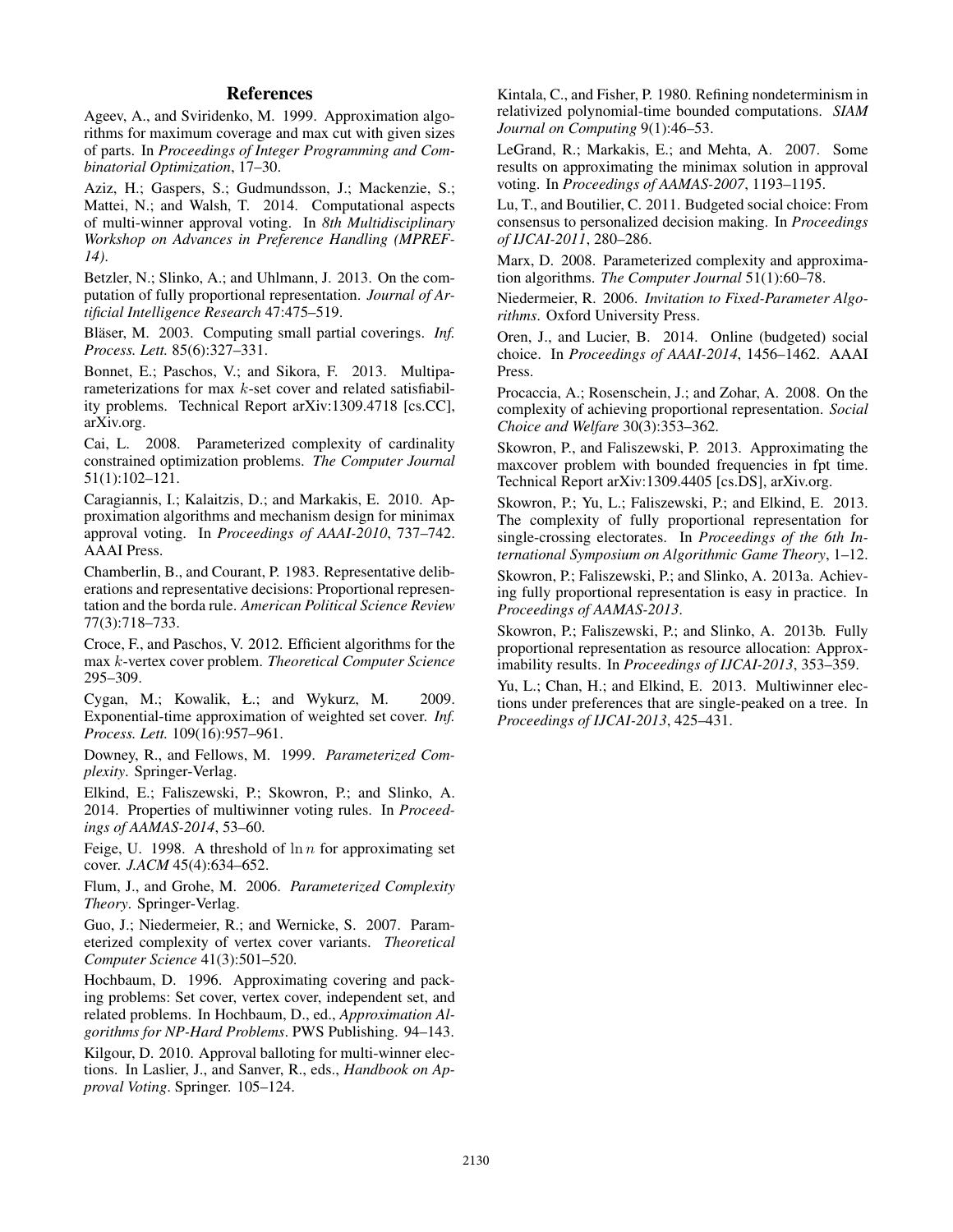## References

Ageev, A., and Sviridenko, M. 1999. Approximation algorithms for maximum coverage and max cut with given sizes of parts. In *Proceedings of Integer Programming and Combinatorial Optimization*, 17–30.

Aziz, H.; Gaspers, S.; Gudmundsson, J.; Mackenzie, S.; Mattei, N.; and Walsh, T. 2014. Computational aspects of multi-winner approval voting. In *8th Multidisciplinary Workshop on Advances in Preference Handling (MPREF-14)*.

Betzler, N.; Slinko, A.; and Uhlmann, J. 2013. On the computation of fully proportional representation. *Journal of Artificial Intelligence Research* 47:475–519.

Bläser, M. 2003. Computing small partial coverings. *Inf. Process. Lett.* 85(6):327–331.

Bonnet, E.; Paschos, V.; and Sikora, F. 2013. Multiparameterizations for max $k$-set cover and related satisfiability problems. Technical Report arXiv:1309.4718 [cs.CC], arXiv.org.

Cai, L. 2008. Parameterized complexity of cardinality constrained optimization problems. *The Computer Journal* 51(1):102–121.

Caragiannis, I.; Kalaitzis, D.; and Markakis, E. 2010. Approximation algorithms and mechanism design for minimax approval voting. In *Proceedings of AAAI-2010*, 737–742. AAAI Press.

Chamberlin, B., and Courant, P. 1983. Representative deliberations and representative decisions: Proportional representation and the borda rule. *American Political Science Review* 77(3):718–733.

Croce, F., and Paschos, V. 2012. Efficient algorithms for the max $k$-vertex cover problem. *Theoretical Computer Science* 295–309.

Cygan, M.; Kowalik, Ł.; and Wykurz, M. 2009. Exponential-time approximation of weighted set cover. *Inf. Process. Lett.* 109(16):957–961.

Downey, R., and Fellows, M. 1999. *Parameterized Complexity*. Springer-Verlag.

Elkind, E.; Faliszewski, P.; Skowron, P.; and Slinko, A. 2014. Properties of multiwinner voting rules. In *Proceedings of AAMAS-2014*, 53–60.

Feige, U. 1998. A threshold of $\ln n$ for approximating set cover. *J.ACM* 45(4):634–652.

Flum, J., and Grohe, M. 2006. *Parameterized Complexity Theory*. Springer-Verlag.

Guo, J.; Niedermeier, R.; and Wernicke, S. 2007. Parameterized complexity of vertex cover variants. *Theoretical Computer Science* 41(3):501–520.

Hochbaum, D. 1996. Approximating covering and packing problems: Set cover, vertex cover, independent set, and related problems. In Hochbaum, D., ed., *Approximation Algorithms for NP-Hard Problems*. PWS Publishing. 94–143.

Kilgour, D. 2010. Approval balloting for multi-winner elections. In Laslier, J., and Sanver, R., eds., *Handbook on Approval Voting*. Springer. 105–124.

Kintala, C., and Fisher, P. 1980. Refining nondeterminism in relativized polynomial-time bounded computations. *SIAM Journal on Computing* 9(1):46–53.

LeGrand, R.; Markakis, E.; and Mehta, A. 2007. Some results on approximating the minimax solution in approval voting. In *Proceedings of AAMAS-2007*, 1193–1195.

Lu, T., and Boutilier, C. 2011. Budgeted social choice: From consensus to personalized decision making. In *Proceedings of IJCAI-2011*, 280–286.

Marx, D. 2008. Parameterized complexity and approximation algorithms. *The Computer Journal* 51(1):60–78.

Niedermeier, R. 2006. *Invitation to Fixed-Parameter Algorithms*. Oxford University Press.

Oren, J., and Lucier, B. 2014. Online (budgeted) social choice. In *Proceedings of AAAI-2014*, 1456–1462. AAAI Press.

Procaccia, A.; Rosenschein, J.; and Zohar, A. 2008. On the complexity of achieving proportional representation. *Social Choice and Welfare* 30(3):353–362.

Skowron, P., and Faliszewski, P. 2013. Approximating the maxcover problem with bounded frequencies in fpt time. Technical Report arXiv:1309.4405 [cs.DS], arXiv.org.

Skowron, P.; Yu, L.; Faliszewski, P.; and Elkind, E. 2013. The complexity of fully proportional representation for single-crossing electorates. In *Proceedings of the 6th International Symposium on Algorithmic Game Theory*, 1–12.

Skowron, P.; Faliszewski, P.; and Slinko, A. 2013a. Achieving fully proportional representation is easy in practice. In *Proceedings of AAMAS-2013*.

Skowron, P.; Faliszewski, P.; and Slinko, A. 2013b. Fully proportional representation as resource allocation: Approximability results. In *Proceedings of IJCAI-2013*, 353–359.

Yu, L.; Chan, H.; and Elkind, E. 2013. Multiwinner elections under preferences that are single-peaked on a tree. In *Proceedings of IJCAI-2013*, 425–431.